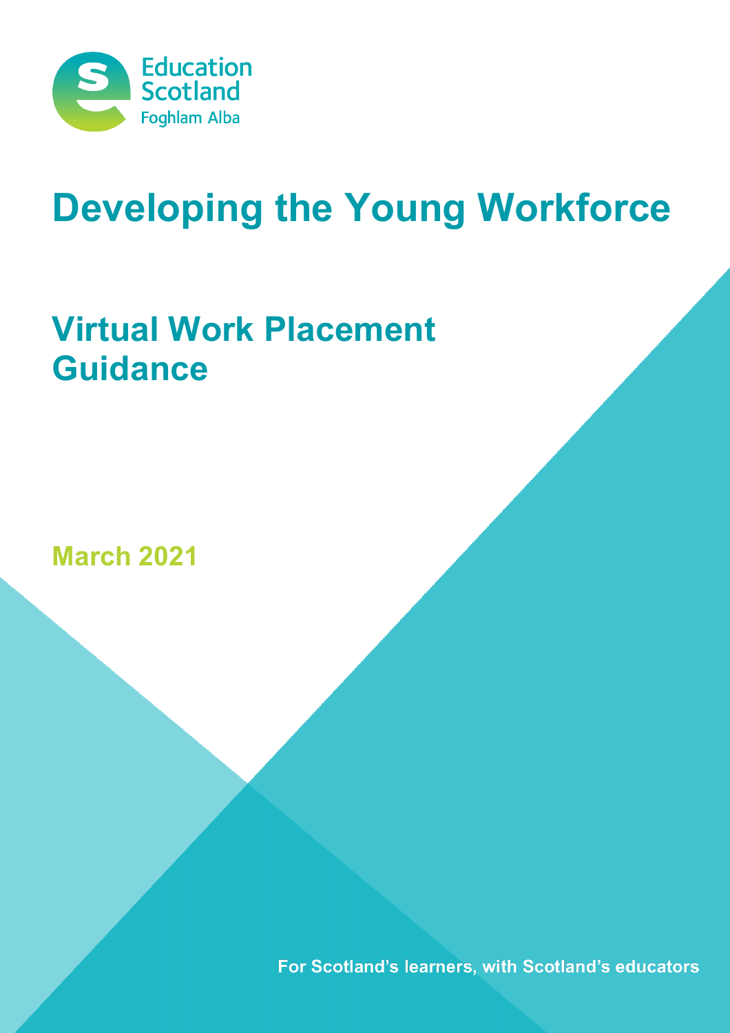Education Scotland
Foghlam Alba

# Developing the Young Workforce

## Virtual Work Placement Guidance

March 2021

For Scotland's learners, with Scotland's educators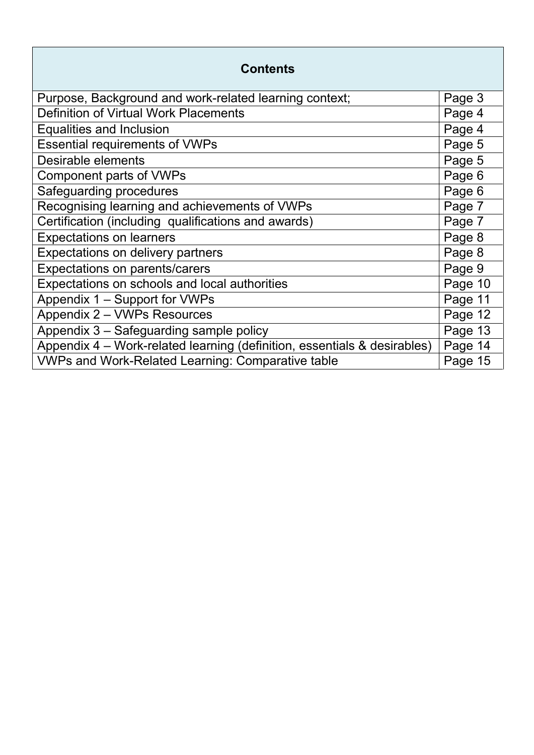| Contents | |
|---|---|
| Purpose, Background and work-related learning context; | Page 3 |
| Definition of Virtual Work Placements | Page 4 |
| Equalities and Inclusion | Page 4 |
| Essential requirements of VWPs | Page 5 |
| Desirable elements | Page 5 |
| Component parts of VWPs | Page 6 |
| Safeguarding procedures | Page 6 |
| Recognising learning and achievements of VWPs | Page 7 |
| Certification (including qualifications and awards) | Page 7 |
| Expectations on learners | Page 8 |
| Expectations on delivery partners | Page 8 |
| Expectations on parents/carers | Page 9 |
| Expectations on schools and local authorities | Page 10 |
| Appendix 1 – Support for VWPs | Page 11 |
| Appendix 2 – VWPs Resources | Page 12 |
| Appendix 3 – Safeguarding sample policy | Page 13 |
| Appendix 4 – Work-related learning (definition, essentials & desirables) | Page 14 |
| VWPs and Work-Related Learning: Comparative table | Page 15 |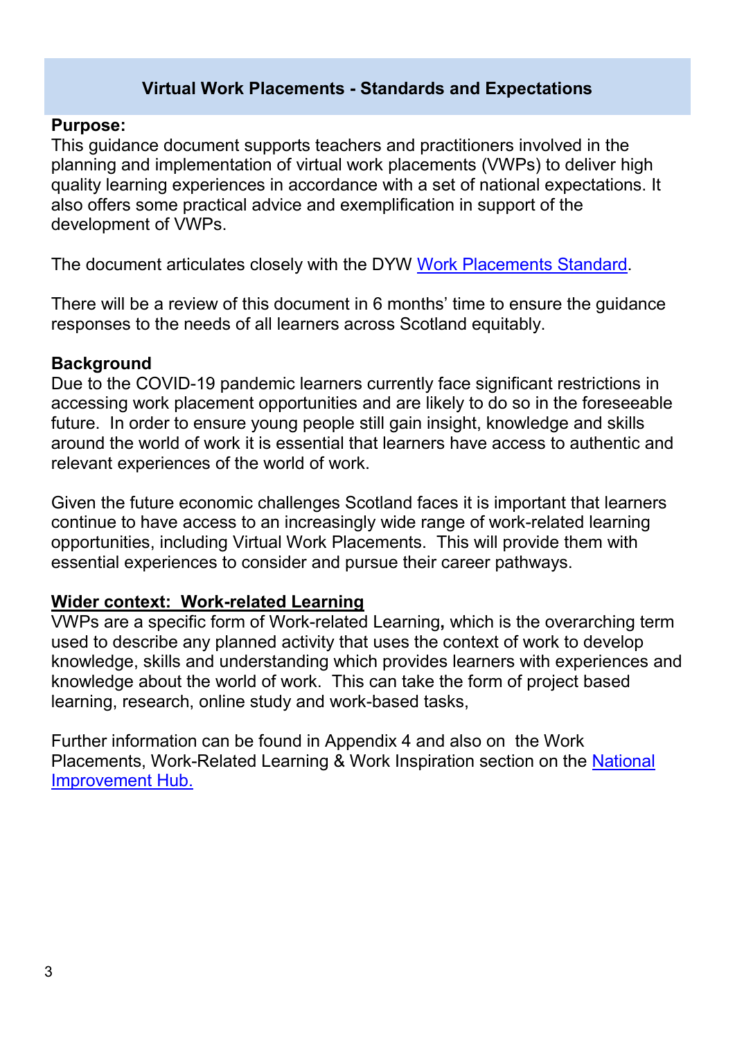# Virtual Work Placements - Standards and Expectations

**Purpose:**
This guidance document supports teachers and practitioners involved in the planning and implementation of virtual work placements (VWPs) to deliver high quality learning experiences in accordance with a set of national expectations. It also offers some practical advice and exemplification in support of the development of VWPs.

The document articulates closely with the DYW Work Placements Standard.

There will be a review of this document in 6 months' time to ensure the guidance responses to the needs of all learners across Scotland equitably.

**Background**
Due to the COVID-19 pandemic learners currently face significant restrictions in accessing work placement opportunities and are likely to do so in the foreseeable future. In order to ensure young people still gain insight, knowledge and skills around the world of work it is essential that learners have access to authentic and relevant experiences of the world of work.

Given the future economic challenges Scotland faces it is important that learners continue to have access to an increasingly wide range of work-related learning opportunities, including Virtual Work Placements. This will provide them with essential experiences to consider and pursue their career pathways.

**Wider context: Work-related Learning**
VWPs are a specific form of Work-related Learning**,** which is the overarching term used to describe any planned activity that uses the context of work to develop knowledge, skills and understanding which provides learners with experiences and knowledge about the world of work. This can take the form of project based learning, research, online study and work-based tasks,

Further information can be found in Appendix 4 and also on the Work Placements, Work-Related Learning & Work Inspiration section on the National Improvement Hub.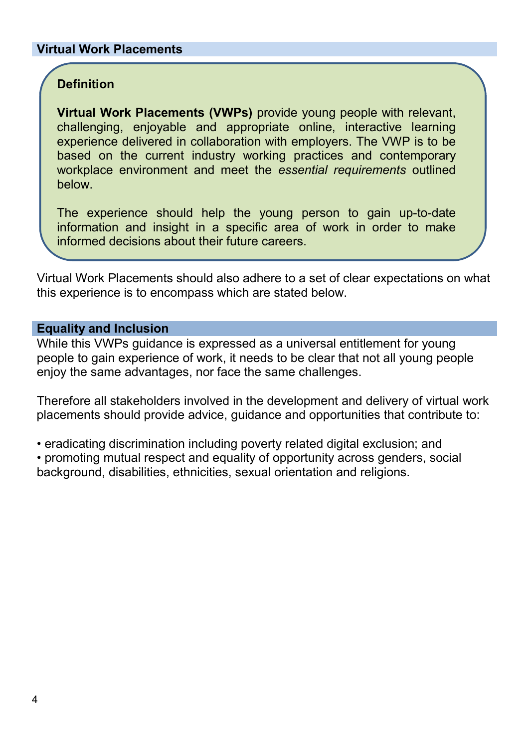## Virtual Work Placements

### Definition

**Virtual Work Placements (VWPs)** provide young people with relevant, challenging, enjoyable and appropriate online, interactive learning experience delivered in collaboration with employers. The VWP is to be based on the current industry working practices and contemporary workplace environment and meet the *essential requirements* outlined below.

The experience should help the young person to gain up-to-date information and insight in a specific area of work in order to make informed decisions about their future careers.

Virtual Work Placements should also adhere to a set of clear expectations on what this experience is to encompass which are stated below.

## Equality and Inclusion

While this VWPs guidance is expressed as a universal entitlement for young people to gain experience of work, it needs to be clear that not all young people enjoy the same advantages, nor face the same challenges.

Therefore all stakeholders involved in the development and delivery of virtual work placements should provide advice, guidance and opportunities that contribute to:

- eradicating discrimination including poverty related digital exclusion; and
- promoting mutual respect and equality of opportunity across genders, social background, disabilities, ethnicities, sexual orientation and religions.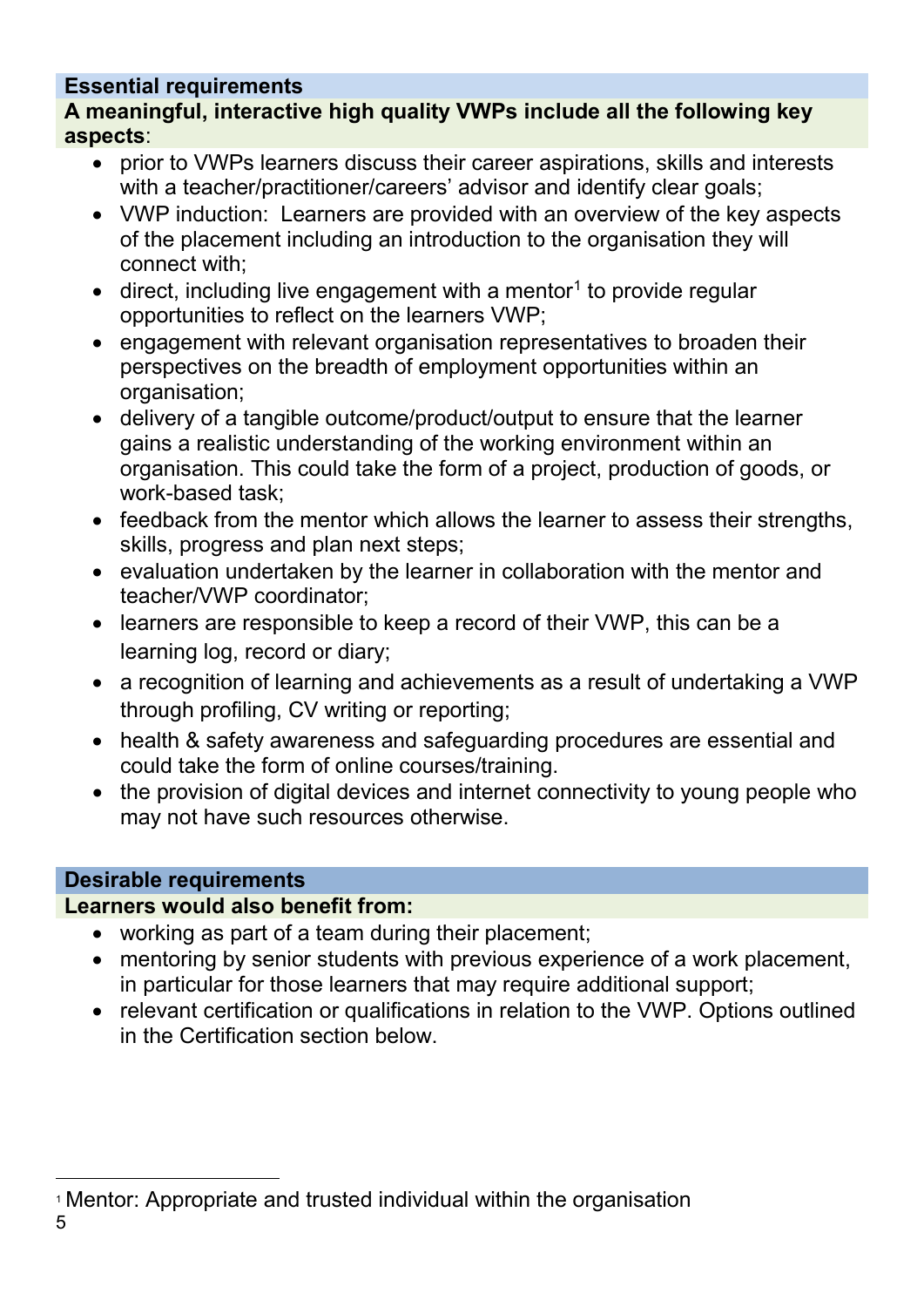### Essential requirements

**A meaningful, interactive high quality VWPs include all the following key aspects**:

- prior to VWPs learners discuss their career aspirations, skills and interests with a teacher/practitioner/careers' advisor and identify clear goals;
- VWP induction: Learners are provided with an overview of the key aspects of the placement including an introduction to the organisation they will connect with;
- direct, including live engagement with a mentor[1] to provide regular opportunities to reflect on the learners VWP;
- engagement with relevant organisation representatives to broaden their perspectives on the breadth of employment opportunities within an organisation;
- delivery of a tangible outcome/product/output to ensure that the learner gains a realistic understanding of the working environment within an organisation. This could take the form of a project, production of goods, or work-based task;
- feedback from the mentor which allows the learner to assess their strengths, skills, progress and plan next steps;
- evaluation undertaken by the learner in collaboration with the mentor and teacher/VWP coordinator;
- learners are responsible to keep a record of their VWP, this can be a learning log, record or diary;
- a recognition of learning and achievements as a result of undertaking a VWP through profiling, CV writing or reporting;
- health & safety awareness and safeguarding procedures are essential and could take the form of online courses/training.
- the provision of digital devices and internet connectivity to young people who may not have such resources otherwise.

### Desirable requirements

**Learners would also benefit from:**

- working as part of a team during their placement;
- mentoring by senior students with previous experience of a work placement, in particular for those learners that may require additional support;
- relevant certification or qualifications in relation to the VWP. Options outlined in the Certification section below.

---

[1] Mentor: Appropriate and trusted individual within the organisation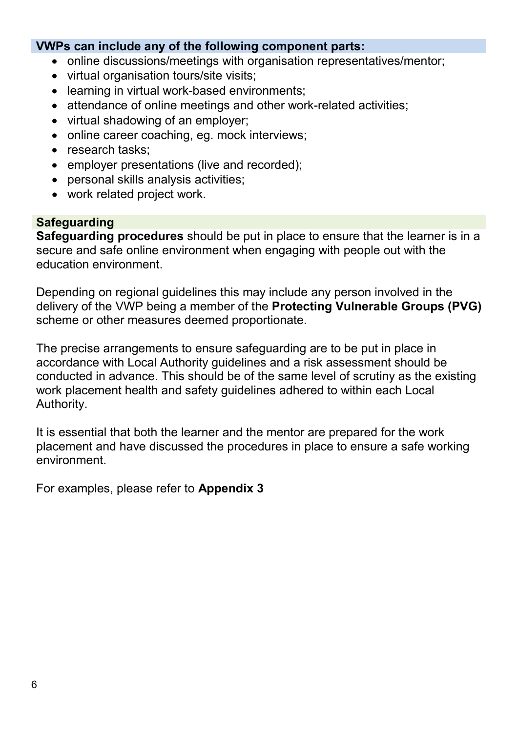## VWPs can include any of the following component parts:

- online discussions/meetings with organisation representatives/mentor;
- virtual organisation tours/site visits;
- learning in virtual work-based environments;
- attendance of online meetings and other work-related activities;
- virtual shadowing of an employer;
- online career coaching, eg. mock interviews;
- research tasks;
- employer presentations (live and recorded);
- personal skills analysis activities;
- work related project work.

## Safeguarding

**Safeguarding procedures** should be put in place to ensure that the learner is in a secure and safe online environment when engaging with people out with the education environment.

Depending on regional guidelines this may include any person involved in the delivery of the VWP being a member of the **Protecting Vulnerable Groups (PVG)** scheme or other measures deemed proportionate.

The precise arrangements to ensure safeguarding are to be put in place in accordance with Local Authority guidelines and a risk assessment should be conducted in advance. This should be of the same level of scrutiny as the existing work placement health and safety guidelines adhered to within each Local Authority.

It is essential that both the learner and the mentor are prepared for the work placement and have discussed the procedures in place to ensure a safe working environment.

For examples, please refer to **Appendix 3**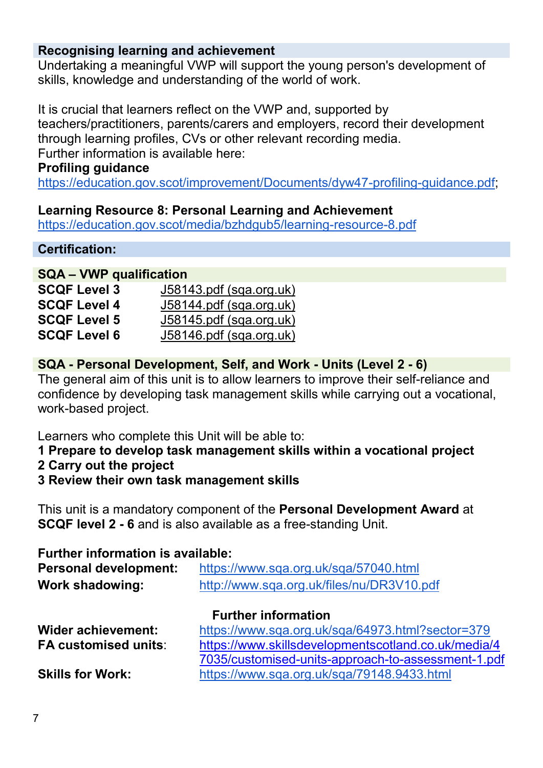## Recognising learning and achievement

Undertaking a meaningful VWP will support the young person's development of skills, knowledge and understanding of the world of work.

It is crucial that learners reflect on the VWP and, supported by teachers/practitioners, parents/carers and employers, record their development through learning profiles, CVs or other relevant recording media.
Further information is available here:

**Profiling guidance**
https://education.gov.scot/improvement/Documents/dyw47-profiling-guidance.pdf;

**Learning Resource 8: Personal Learning and Achievement**
https://education.gov.scot/media/bzhdgub5/learning-resource-8.pdf

## Certification:

### SQA – VWP qualification

| | |
|---|---|
| **SCQF Level 3** | J58143.pdf (sqa.org.uk) |
| **SCQF Level 4** | J58144.pdf (sqa.org.uk) |
| **SCQF Level 5** | J58145.pdf (sqa.org.uk) |
| **SCQF Level 6** | J58146.pdf (sqa.org.uk) |

### SQA - Personal Development, Self, and Work - Units (Level 2 - 6)

The general aim of this unit is to allow learners to improve their self-reliance and confidence by developing task management skills while carrying out a vocational, work-based project.

Learners who complete this Unit will be able to:

**1 Prepare to develop task management skills within a vocational project**
**2 Carry out the project**
**3 Review their own task management skills**

This unit is a mandatory component of the **Personal Development Award** at **SCQF level 2 - 6** and is also available as a free-standing Unit.

**Further information is available:**

| | |
|---|---|
| **Personal development:** | https://www.sqa.org.uk/sqa/57040.html |
| **Work shadowing:** | http://www.sqa.org.uk/files/nu/DR3V10.pdf |

**Further information**

| | |
|---|---|
| **Wider achievement:** | https://www.sqa.org.uk/sqa/64973.html?sector=379 |
| **FA customised units:** | https://www.skillsdevelopmentscotland.co.uk/media/47035/customised-units-approach-to-assessment-1.pdf |
| **Skills for Work:** | https://www.sqa.org.uk/sqa/79148.9433.html |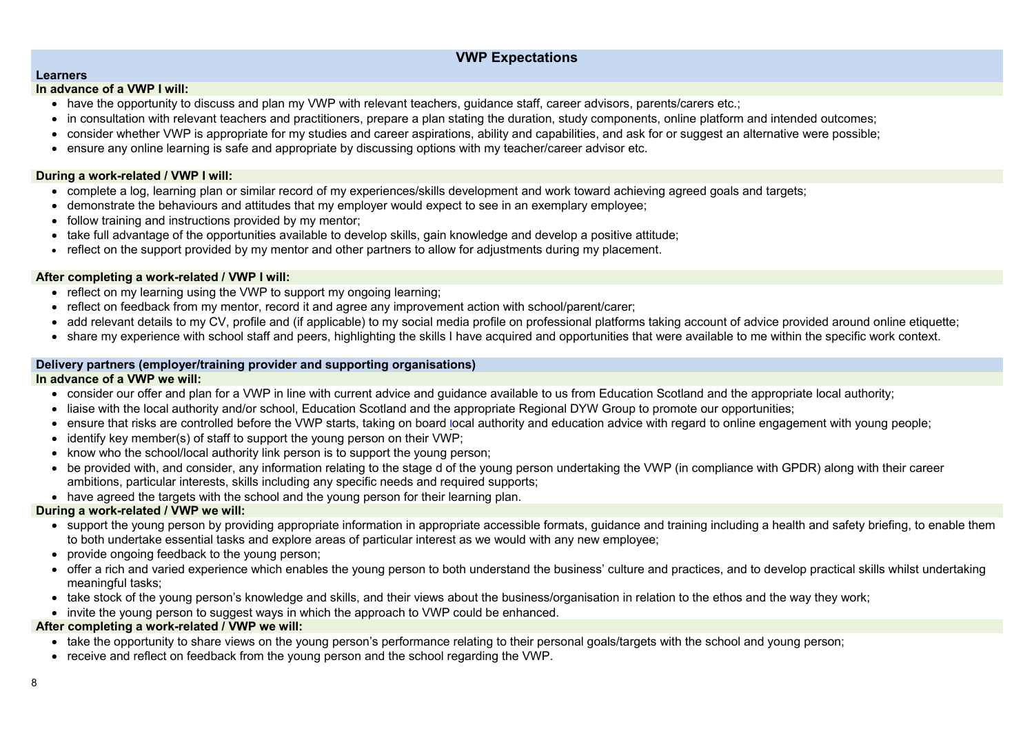## VWP Expectations

### Learners

**In advance of a VWP I will:**

- have the opportunity to discuss and plan my VWP with relevant teachers, guidance staff, career advisors, parents/carers etc.;
- in consultation with relevant teachers and practitioners, prepare a plan stating the duration, study components, online platform and intended outcomes;
- consider whether VWP is appropriate for my studies and career aspirations, ability and capabilities, and ask for or suggest an alternative were possible;
- ensure any online learning is safe and appropriate by discussing options with my teacher/career advisor etc.

**During a work-related / VWP I will:**

- complete a log, learning plan or similar record of my experiences/skills development and work toward achieving agreed goals and targets;
- demonstrate the behaviours and attitudes that my employer would expect to see in an exemplary employee;
- follow training and instructions provided by my mentor;
- take full advantage of the opportunities available to develop skills, gain knowledge and develop a positive attitude;
- reflect on the support provided by my mentor and other partners to allow for adjustments during my placement.

**After completing a work-related / VWP I will:**

- reflect on my learning using the VWP to support my ongoing learning;
- reflect on feedback from my mentor, record it and agree any improvement action with school/parent/carer;
- add relevant details to my CV, profile and (if applicable) to my social media profile on professional platforms taking account of advice provided around online etiquette;
- share my experience with school staff and peers, highlighting the skills I have acquired and opportunities that were available to me within the specific work context.

### Delivery partners (employer/training provider and supporting organisations)

**In advance of a VWP we will:**

- consider our offer and plan for a VWP in line with current advice and guidance available to us from Education Scotland and the appropriate local authority;
- liaise with the local authority and/or school, Education Scotland and the appropriate Regional DYW Group to promote our opportunities;
- ensure that risks are controlled before the VWP starts, taking on board local authority and education advice with regard to online engagement with young people;
- identify key member(s) of staff to support the young person on their VWP;
- know who the school/local authority link person is to support the young person;
- be provided with, and consider, any information relating to the stage d of the young person undertaking the VWP (in compliance with GPDR) along with their career ambitions, particular interests, skills including any specific needs and required supports;
- have agreed the targets with the school and the young person for their learning plan.

**During a work-related / VWP we will:**

- support the young person by providing appropriate information in appropriate accessible formats, guidance and training including a health and safety briefing, to enable them to both undertake essential tasks and explore areas of particular interest as we would with any new employee;
- provide ongoing feedback to the young person;
- offer a rich and varied experience which enables the young person to both understand the business' culture and practices, and to develop practical skills whilst undertaking meaningful tasks;
- take stock of the young person's knowledge and skills, and their views about the business/organisation in relation to the ethos and the way they work;
- invite the young person to suggest ways in which the approach to VWP could be enhanced.

**After completing a work-related / VWP we will:**

- take the opportunity to share views on the young person's performance relating to their personal goals/targets with the school and young person;
- receive and reflect on feedback from the young person and the school regarding the VWP.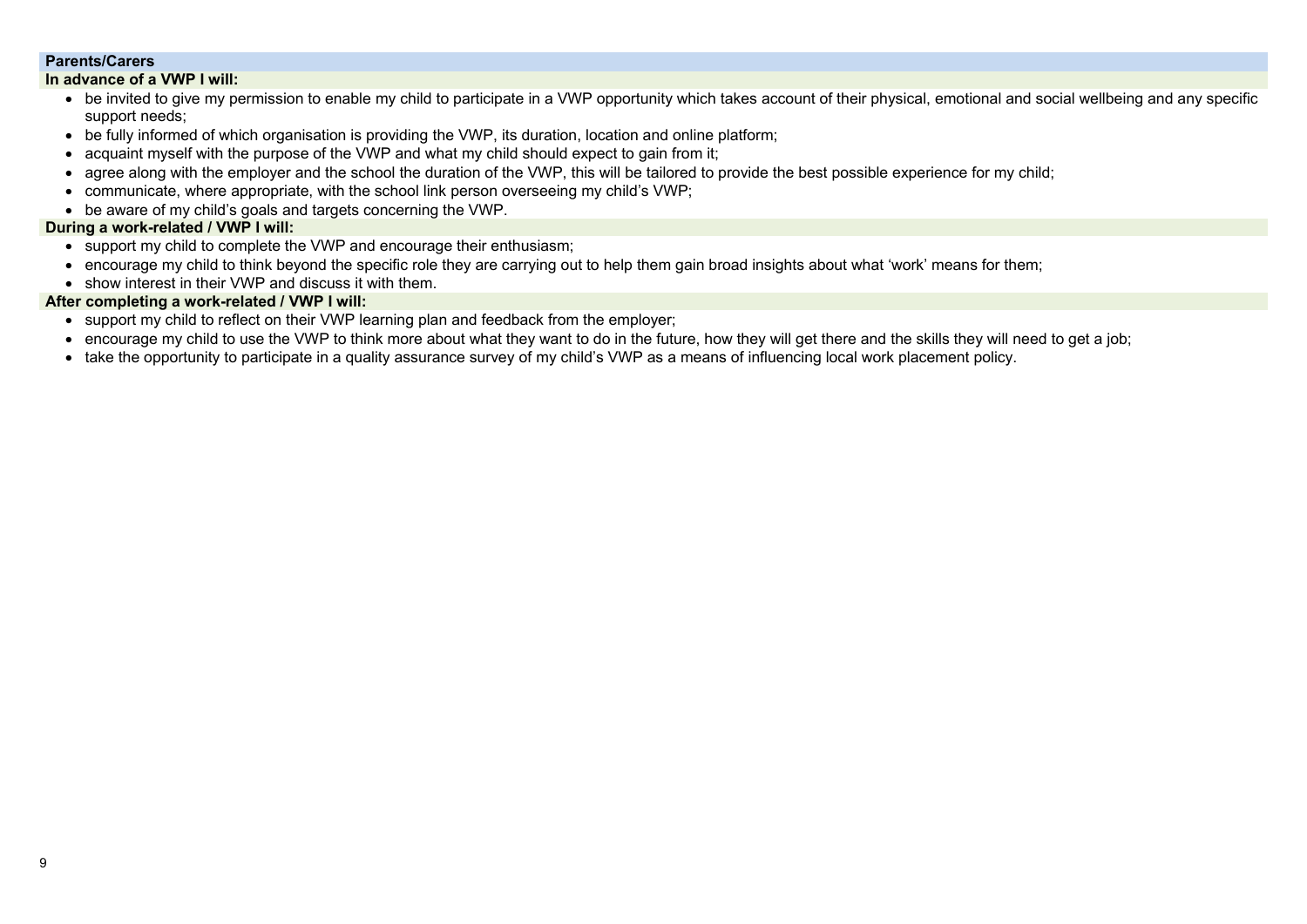## Parents/Carers

### In advance of a VWP I will:

- be invited to give my permission to enable my child to participate in a VWP opportunity which takes account of their physical, emotional and social wellbeing and any specific support needs;
- be fully informed of which organisation is providing the VWP, its duration, location and online platform;
- acquaint myself with the purpose of the VWP and what my child should expect to gain from it;
- agree along with the employer and the school the duration of the VWP, this will be tailored to provide the best possible experience for my child;
- communicate, where appropriate, with the school link person overseeing my child's VWP;
- be aware of my child's goals and targets concerning the VWP.

### During a work-related / VWP I will:

- support my child to complete the VWP and encourage their enthusiasm;
- encourage my child to think beyond the specific role they are carrying out to help them gain broad insights about what 'work' means for them;
- show interest in their VWP and discuss it with them.

### After completing a work-related / VWP I will:

- support my child to reflect on their VWP learning plan and feedback from the employer;
- encourage my child to use the VWP to think more about what they want to do in the future, how they will get there and the skills they will need to get a job;
- take the opportunity to participate in a quality assurance survey of my child's VWP as a means of influencing local work placement policy.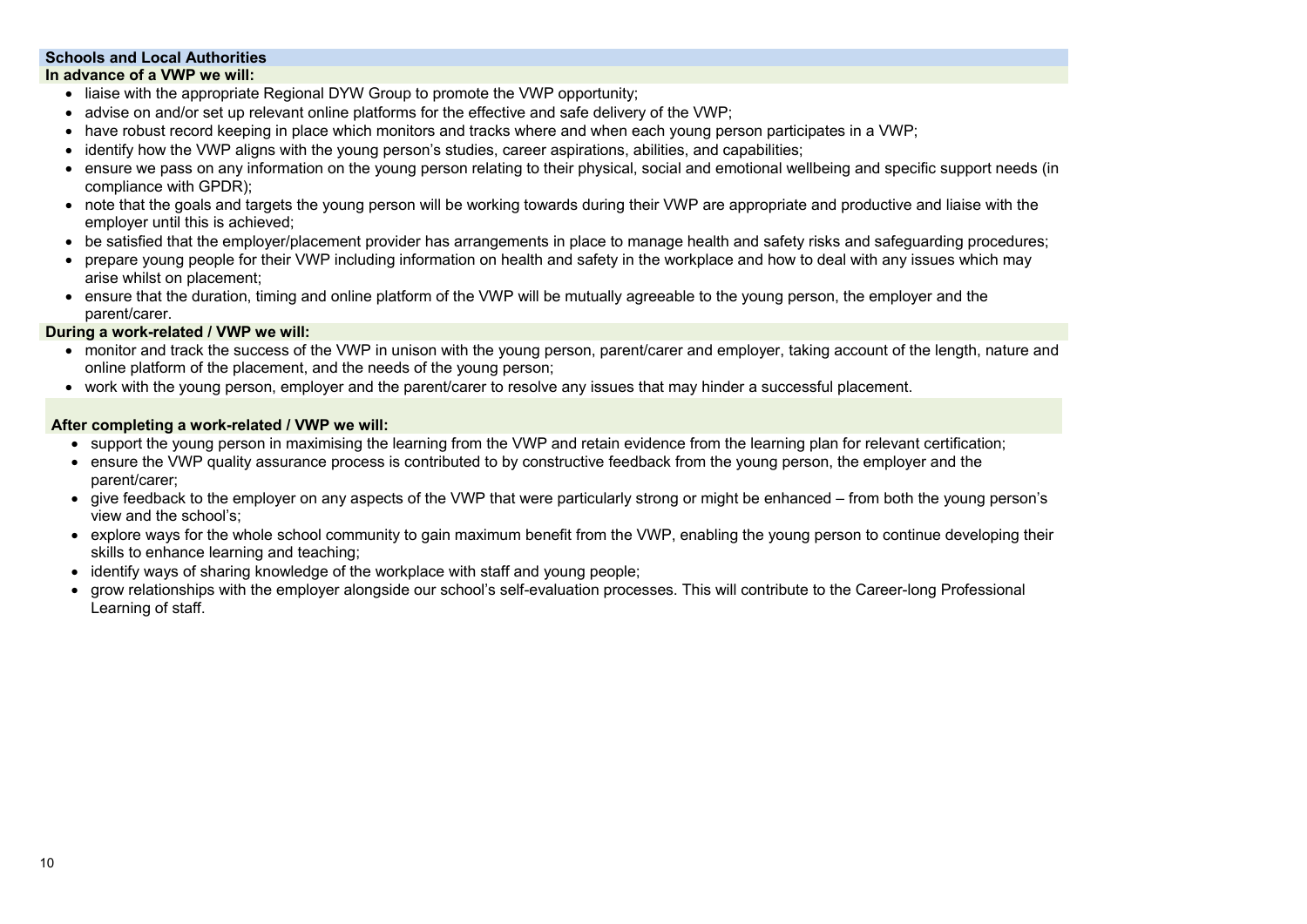## Schools and Local Authorities

### In advance of a VWP we will:

- liaise with the appropriate Regional DYW Group to promote the VWP opportunity;
- advise on and/or set up relevant online platforms for the effective and safe delivery of the VWP;
- have robust record keeping in place which monitors and tracks where and when each young person participates in a VWP;
- identify how the VWP aligns with the young person's studies, career aspirations, abilities, and capabilities;
- ensure we pass on any information on the young person relating to their physical, social and emotional wellbeing and specific support needs (in compliance with GPDR);
- note that the goals and targets the young person will be working towards during their VWP are appropriate and productive and liaise with the employer until this is achieved;
- be satisfied that the employer/placement provider has arrangements in place to manage health and safety risks and safeguarding procedures;
- prepare young people for their VWP including information on health and safety in the workplace and how to deal with any issues which may arise whilst on placement;
- ensure that the duration, timing and online platform of the VWP will be mutually agreeable to the young person, the employer and the parent/carer.

### During a work-related / VWP we will:

- monitor and track the success of the VWP in unison with the young person, parent/carer and employer, taking account of the length, nature and online platform of the placement, and the needs of the young person;
- work with the young person, employer and the parent/carer to resolve any issues that may hinder a successful placement.

### After completing a work-related / VWP we will:

- support the young person in maximising the learning from the VWP and retain evidence from the learning plan for relevant certification;
- ensure the VWP quality assurance process is contributed to by constructive feedback from the young person, the employer and the parent/carer;
- give feedback to the employer on any aspects of the VWP that were particularly strong or might be enhanced – from both the young person's view and the school's;
- explore ways for the whole school community to gain maximum benefit from the VWP, enabling the young person to continue developing their skills to enhance learning and teaching;
- identify ways of sharing knowledge of the workplace with staff and young people;
- grow relationships with the employer alongside our school's self-evaluation processes. This will contribute to the Career-long Professional Learning of staff.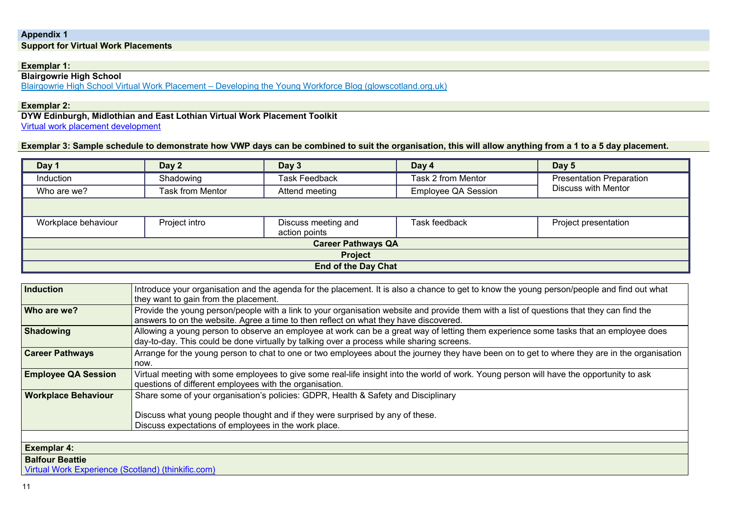## Appendix 1

### Support for Virtual Work Placements

**Exemplar 1:**

**Blairgowrie High School**

[Blairgowrie High School Virtual Work Placement – Developing the Young Workforce Blog (glowscotland.org.uk)]

**Exemplar 2:**

**DYW Edinburgh, Midlothian and East Lothian Virtual Work Placement Toolkit**

[Virtual work placement development]

**Exemplar 3: Sample schedule to demonstrate how VWP days can be combined to suit the organisation, this will allow anything from a 1 to a 5 day placement.**

| Day 1 | Day 2 | Day 3 | Day 4 | Day 5 |
|---|---|---|---|---|
| Induction | Shadowing | Task Feedback | Task 2 from Mentor | Presentation Preparation<br>Discuss with Mentor |
| Who are we? | Task from Mentor | Attend meeting | Employee QA Session | |
| | | | | |
| Workplace behaviour | Project intro | Discuss meeting and action points | Task feedback | Project presentation |
| **Career Pathways QA** | | | | |
| **Project** | | | | |
| **End of the Day Chat** | | | | |

| | |
|---|---|
| **Induction** | Introduce your organisation and the agenda for the placement. It is also a chance to get to know the young person/people and find out what they want to gain from the placement. |
| **Who are we?** | Provide the young person/people with a link to your organisation website and provide them with a list of questions that they can find the answers to on the website. Agree a time to then reflect on what they have discovered. |
| **Shadowing** | Allowing a young person to observe an employee at work can be a great way of letting them experience some tasks that an employee does day-to-day. This could be done virtually by talking over a process while sharing screens. |
| **Career Pathways** | Arrange for the young person to chat to one or two employees about the journey they have been on to get to where they are in the organisation now. |
| **Employee QA Session** | Virtual meeting with some employees to give some real-life insight into the world of work. Young person will have the opportunity to ask questions of different employees with the organisation. |
| **Workplace Behaviour** | Share some of your organisation's policies: GDPR, Health & Safety and Disciplinary<br><br>Discuss what young people thought and if they were surprised by any of these.<br>Discuss expectations of employees in the work place. |

**Exemplar 4:**

**Balfour Beattie**

[Virtual Work Experience (Scotland) (thinkific.com)]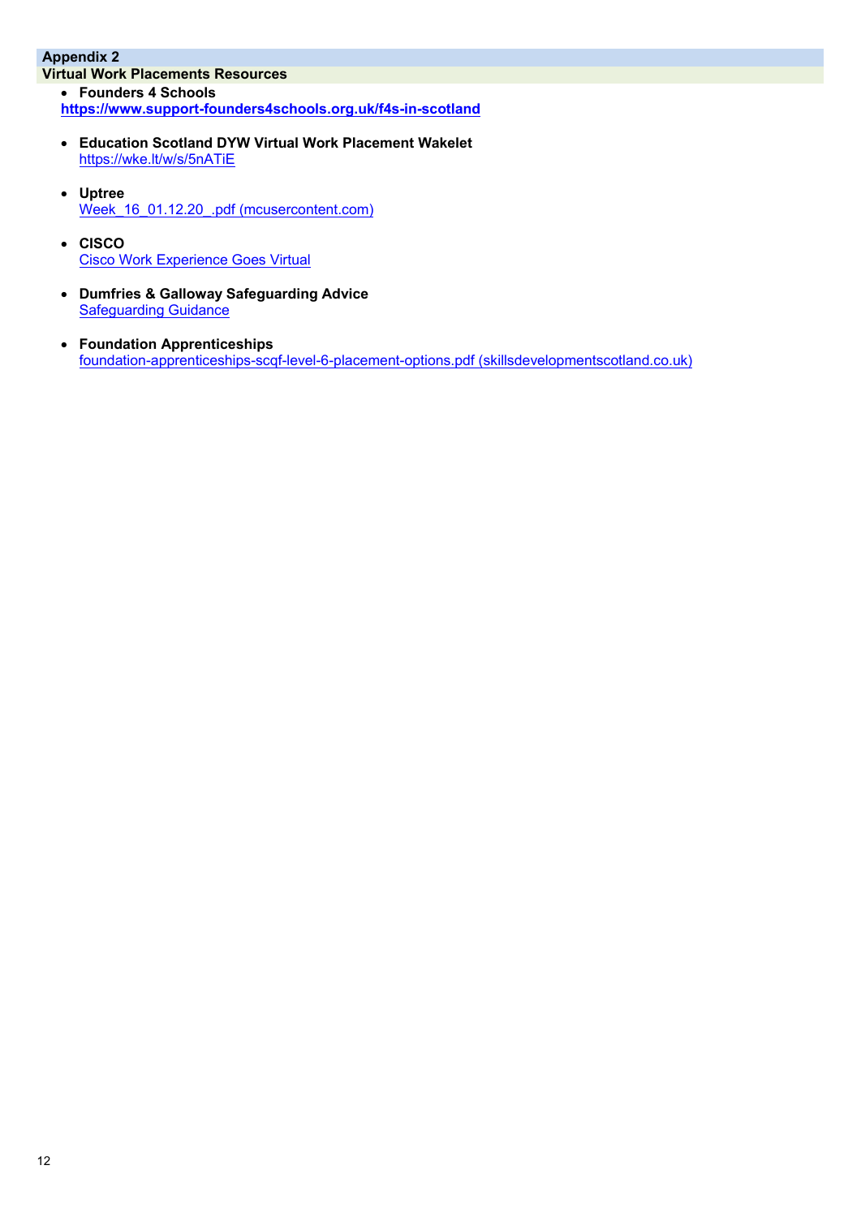## Appendix 2

### Virtual Work Placements Resources

- **Founders 4 Schools**
  **https://www.support-founders4schools.org.uk/f4s-in-scotland**

- **Education Scotland DYW Virtual Work Placement Wakelet**
  https://wke.lt/w/s/5nATiE

- **Uptree**
  Week_16_01.12.20_.pdf (mcusercontent.com)

- **CISCO**
  Cisco Work Experience Goes Virtual

- **Dumfries & Galloway Safeguarding Advice**
  Safeguarding Guidance

- **Foundation Apprenticeships**
  foundation-apprenticeships-scqf-level-6-placement-options.pdf (skillsdevelopmentscotland.co.uk)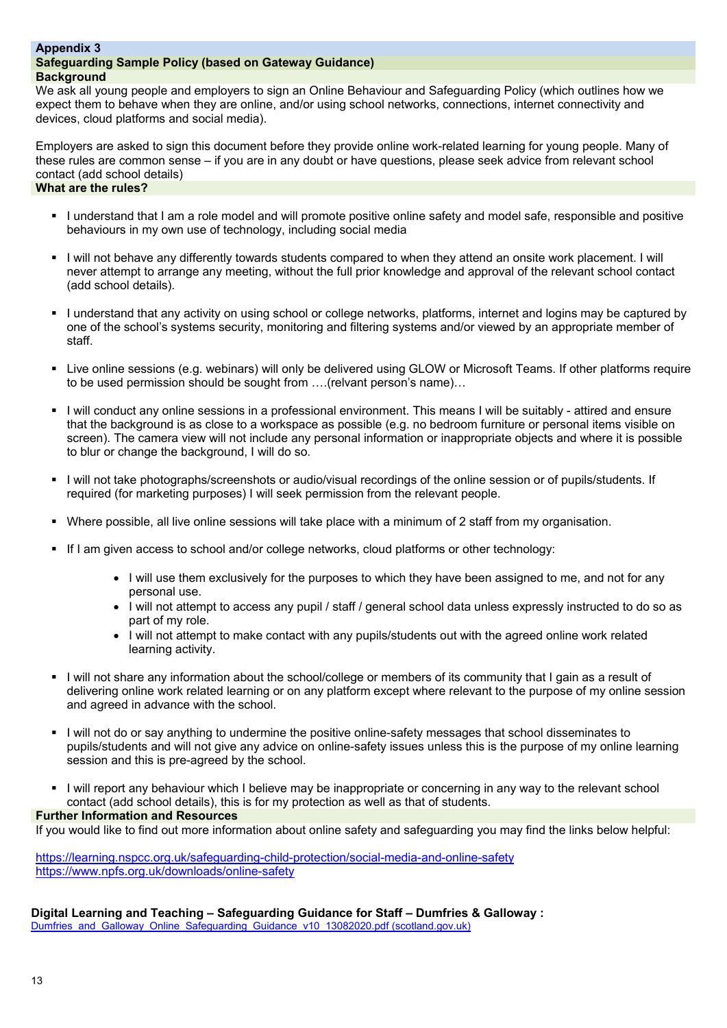## Appendix 3

### Safeguarding Sample Policy (based on Gateway Guidance)

### Background

We ask all young people and employers to sign an Online Behaviour and Safeguarding Policy (which outlines how we expect them to behave when they are online, and/or using school networks, connections, internet connectivity and devices, cloud platforms and social media).

Employers are asked to sign this document before they provide online work-related learning for young people. Many of these rules are common sense – if you are in any doubt or have questions, please seek advice from relevant school contact (add school details)

### What are the rules?

- I understand that I am a role model and will promote positive online safety and model safe, responsible and positive behaviours in my own use of technology, including social media
- I will not behave any differently towards students compared to when they attend an onsite work placement. I will never attempt to arrange any meeting, without the full prior knowledge and approval of the relevant school contact (add school details).
- I understand that any activity on using school or college networks, platforms, internet and logins may be captured by one of the school's systems security, monitoring and filtering systems and/or viewed by an appropriate member of staff.
- Live online sessions (e.g. webinars) will only be delivered using GLOW or Microsoft Teams. If other platforms require to be used permission should be sought from ….(relvant person's name)…
- I will conduct any online sessions in a professional environment. This means I will be suitably - attired and ensure that the background is as close to a workspace as possible (e.g. no bedroom furniture or personal items visible on screen). The camera view will not include any personal information or inappropriate objects and where it is possible to blur or change the background, I will do so.
- I will not take photographs/screenshots or audio/visual recordings of the online session or of pupils/students. If required (for marketing purposes) I will seek permission from the relevant people.
- Where possible, all live online sessions will take place with a minimum of 2 staff from my organisation.
- If I am given access to school and/or college networks, cloud platforms or other technology:
  - I will use them exclusively for the purposes to which they have been assigned to me, and not for any personal use.
  - I will not attempt to access any pupil / staff / general school data unless expressly instructed to do so as part of my role.
  - I will not attempt to make contact with any pupils/students out with the agreed online work related learning activity.
- I will not share any information about the school/college or members of its community that I gain as a result of delivering online work related learning or on any platform except where relevant to the purpose of my online session and agreed in advance with the school.
- I will not do or say anything to undermine the positive online-safety messages that school disseminates to pupils/students and will not give any advice on online-safety issues unless this is the purpose of my online learning session and this is pre-agreed by the school.
- I will report any behaviour which I believe may be inappropriate or concerning in any way to the relevant school contact (add school details), this is for my protection as well as that of students.

### Further Information and Resources

If you would like to find out more information about online safety and safeguarding you may find the links below helpful:

https://learning.nspcc.org.uk/safeguarding-child-protection/social-media-and-online-safety
https://www.npfs.org.uk/downloads/online-safety

**Digital Learning and Teaching – Safeguarding Guidance for Staff – Dumfries & Galloway :**
Dumfries_and_Galloway_Online_Safeguarding_Guidance_v10_13082020.pdf (scotland.gov.uk)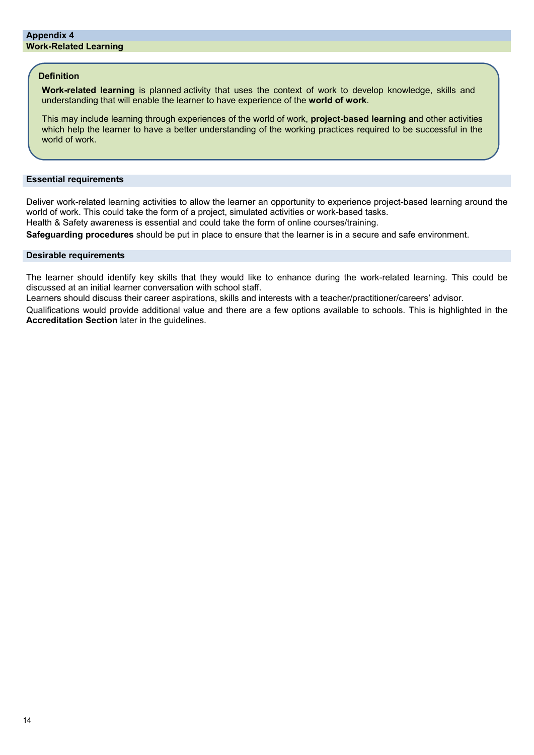## Appendix 4
## Work-Related Learning

### Definition

**Work-related learning** is planned activity that uses the context of work to develop knowledge, skills and understanding that will enable the learner to have experience of the **world of work**.

This may include learning through experiences of the world of work, **project-based learning** and other activities which help the learner to have a better understanding of the working practices required to be successful in the world of work.

### Essential requirements

Deliver work-related learning activities to allow the learner an opportunity to experience project-based learning around the world of work. This could take the form of a project, simulated activities or work-based tasks.
Health & Safety awareness is essential and could take the form of online courses/training.

**Safeguarding procedures** should be put in place to ensure that the learner is in a secure and safe environment.

### Desirable requirements

The learner should identify key skills that they would like to enhance during the work-related learning. This could be discussed at an initial learner conversation with school staff.
Learners should discuss their career aspirations, skills and interests with a teacher/practitioner/careers' advisor.

Qualifications would provide additional value and there are a few options available to schools. This is highlighted in the **Accreditation Section** later in the guidelines.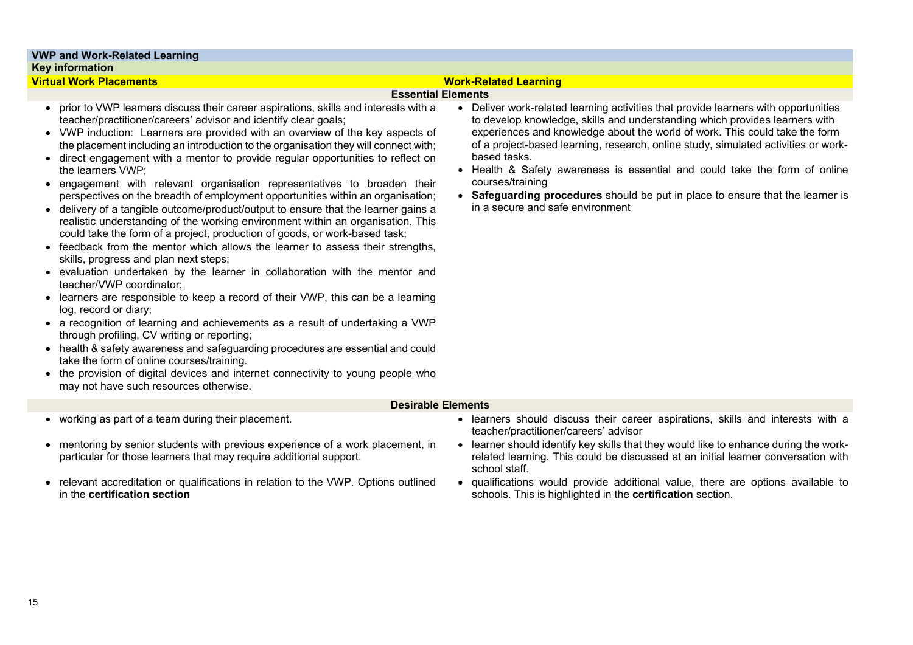## VWP and Work-Related Learning

### Key information

| Virtual Work Placements | Work-Related Learning |
|---|---|
| **Essential Elements** | |
| • prior to VWP learners discuss their career aspirations, skills and interests with a teacher/practitioner/careers' advisor and identify clear goals;<br>• VWP induction: Learners are provided with an overview of the key aspects of the placement including an introduction to the organisation they will connect with;<br>• direct engagement with a mentor to provide regular opportunities to reflect on the learners VWP;<br>• engagement with relevant organisation representatives to broaden their perspectives on the breadth of employment opportunities within an organisation;<br>• delivery of a tangible outcome/product/output to ensure that the learner gains a realistic understanding of the working environment within an organisation. This could take the form of a project, production of goods, or work-based task;<br>• feedback from the mentor which allows the learner to assess their strengths, skills, progress and plan next steps;<br>• evaluation undertaken by the learner in collaboration with the mentor and teacher/VWP coordinator;<br>• learners are responsible to keep a record of their VWP, this can be a learning log, record or diary;<br>• a recognition of learning and achievements as a result of undertaking a VWP through profiling, CV writing or reporting;<br>• health & safety awareness and safeguarding procedures are essential and could take the form of online courses/training.<br>• the provision of digital devices and internet connectivity to young people who may not have such resources otherwise. | • Deliver work-related learning activities that provide learners with opportunities to develop knowledge, skills and understanding which provides learners with experiences and knowledge about the world of work. This could take the form of a project-based learning, research, online study, simulated activities or work-based tasks.<br>• Health & Safety awareness is essential and could take the form of online courses/training<br>• **Safeguarding procedures** should be put in place to ensure that the learner is in a secure and safe environment |
| **Desirable Elements** | |
| • working as part of a team during their placement.<br>• mentoring by senior students with previous experience of a work placement, in particular for those learners that may require additional support.<br>• relevant accreditation or qualifications in relation to the VWP. Options outlined in the **certification section** | • learners should discuss their career aspirations, skills and interests with a teacher/practitioner/careers' advisor<br>• learner should identify key skills that they would like to enhance during the work-related learning. This could be discussed at an initial learner conversation with school staff.<br>• qualifications would provide additional value, there are options available to schools. This is highlighted in the **certification** section. |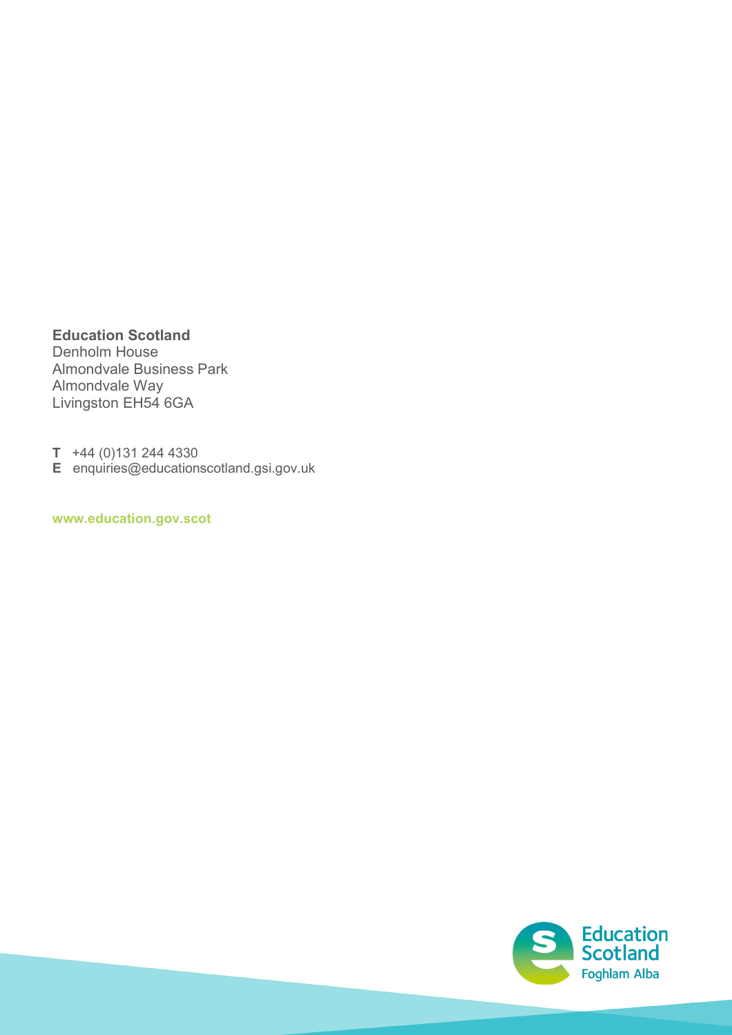**Education Scotland**
Denholm House
Almondvale Business Park
Almondvale Way
Livingston EH54 6GA

**T** +44 (0)131 244 4330
**E** enquiries@educationscotland.gsi.gov.uk

**www.education.gov.scot**

Education Scotland
Foghlam Alba